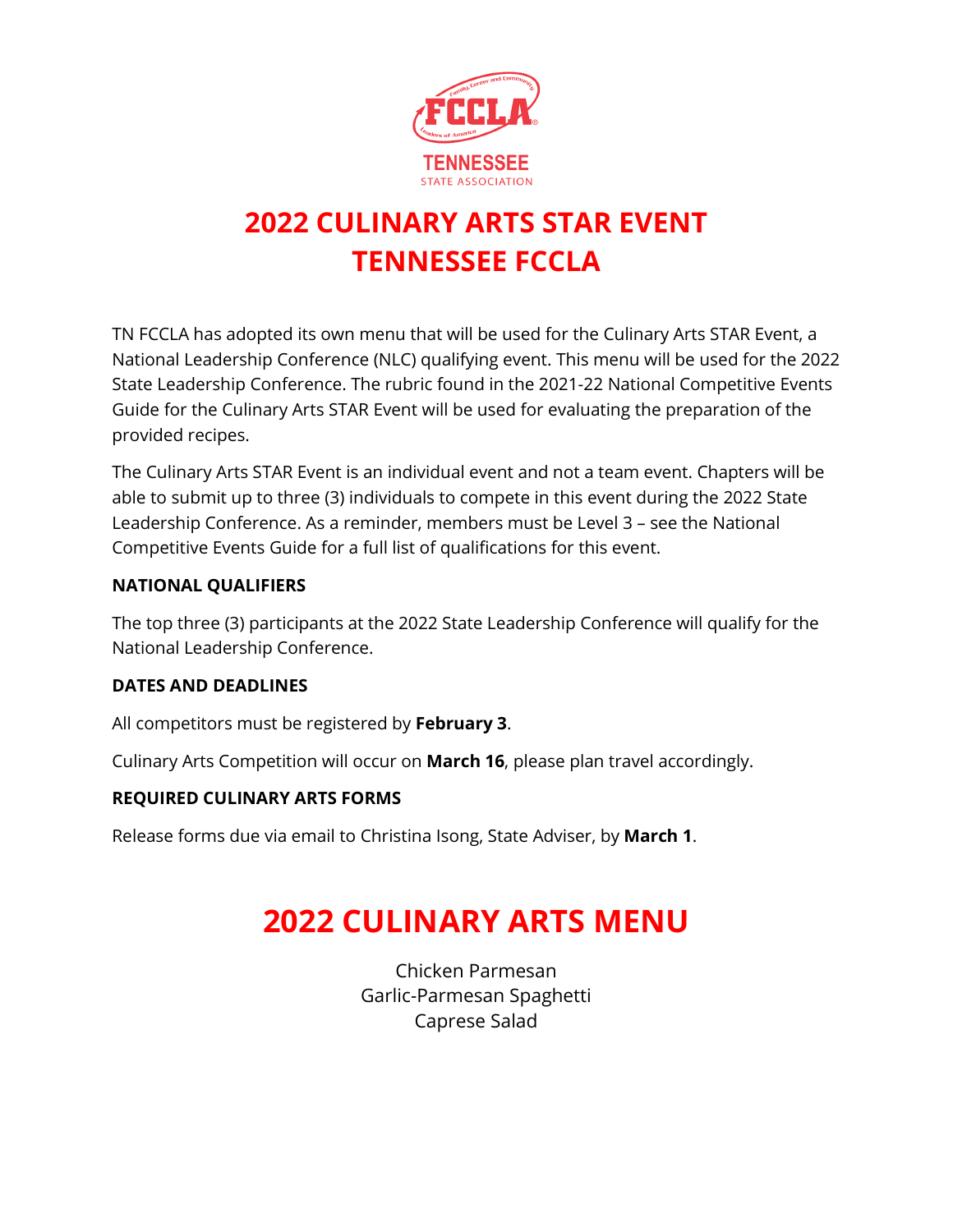# 2022 CULINARY ARTS STAR EVENT
# TENNESSEE FCCLA

TN FCCLA has adopted its own menu that will be used for the Culinary Arts STAR Event, a National Leadership Conference (NLC) qualifying event. This menu will be used for the 2022 State Leadership Conference. The rubric found in the 2021-22 National Competitive Events Guide for the Culinary Arts STAR Event will be used for evaluating the preparation of the provided recipes.

The Culinary Arts STAR Event is an individual event and not a team event. Chapters will be able to submit up to three (3) individuals to compete in this event during the 2022 State Leadership Conference. As a reminder, members must be Level 3 – see the National Competitive Events Guide for a full list of qualifications for this event.

**NATIONAL QUALIFIERS**

The top three (3) participants at the 2022 State Leadership Conference will qualify for the National Leadership Conference.

**DATES AND DEADLINES**

All competitors must be registered by **February 3**.

Culinary Arts Competition will occur on **March 16**, please plan travel accordingly.

**REQUIRED CULINARY ARTS FORMS**

Release forms due via email to Christina Isong, State Adviser, by **March 1**.

# 2022 CULINARY ARTS MENU

Chicken Parmesan
Garlic-Parmesan Spaghetti
Caprese Salad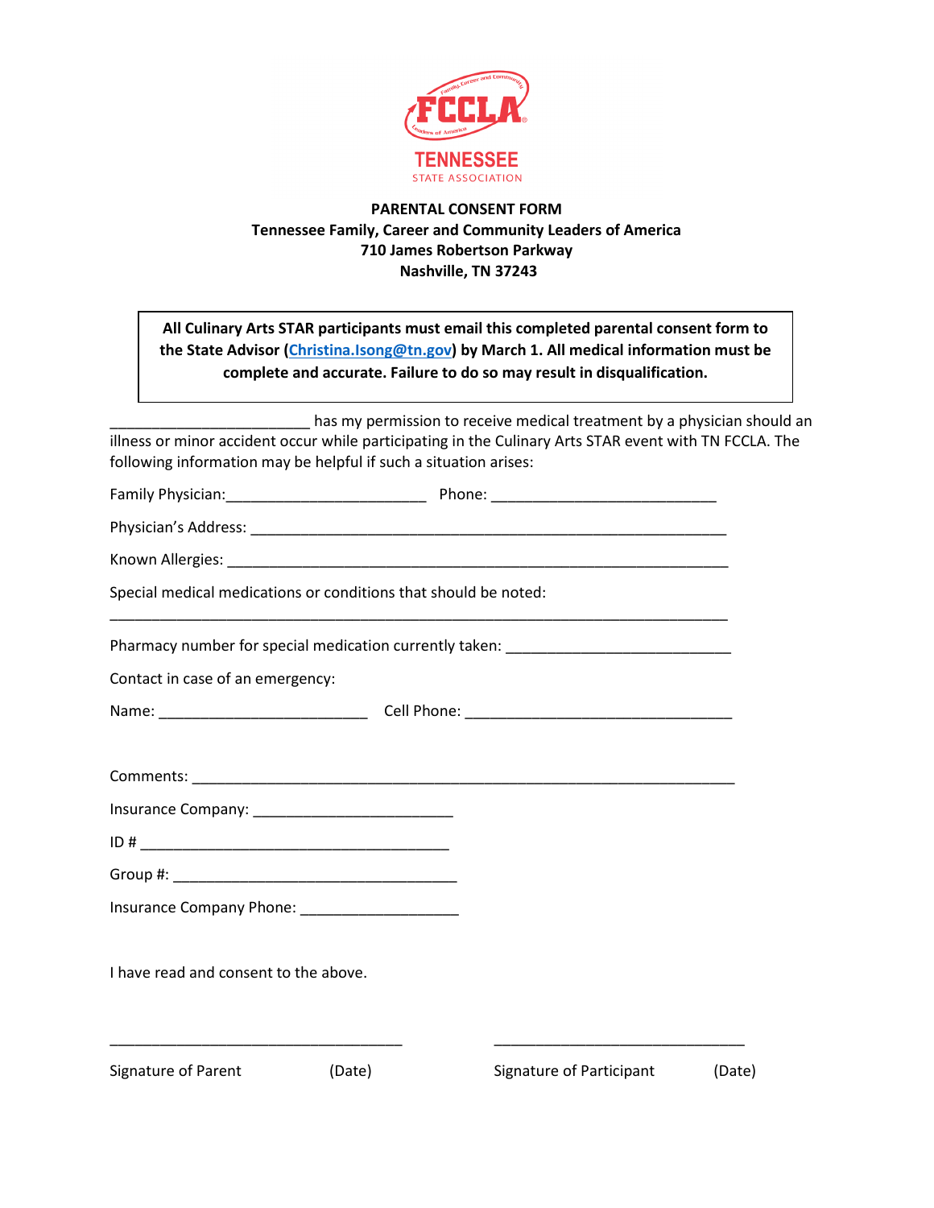FCCLA
TENNESSEE
STATE ASSOCIATION

**PARENTAL CONSENT FORM**
**Tennessee Family, Career and Community Leaders of America**
**710 James Robertson Parkway**
**Nashville, TN 37243**

**All Culinary Arts STAR participants must email this completed parental consent form to the State Advisor (Christina.Isong@tn.gov) by March 1. All medical information must be complete and accurate. Failure to do so may result in disqualification.**

________________________ has my permission to receive medical treatment by a physician should an illness or minor accident occur while participating in the Culinary Arts STAR event with TN FCCLA. The following information may be helpful if such a situation arises:

Family Physician:________________________ Phone: ___________________________

Physician's Address: ____________________________________________________________

Known Allergies: _______________________________________________________________

Special medical medications or conditions that should be noted:

__________________________________________________________________________

Pharmacy number for special medication currently taken: ___________________________

Contact in case of an emergency:

Name: _________________________ Cell Phone: ________________________________

Comments: _________________________________________________________________

Insurance Company: ________________________

ID # _____________________________________

Group #: __________________________________

Insurance Company Phone: ___________________

I have read and consent to the above.

___________________________________ ______________________________

Signature of Parent (Date) Signature of Participant (Date)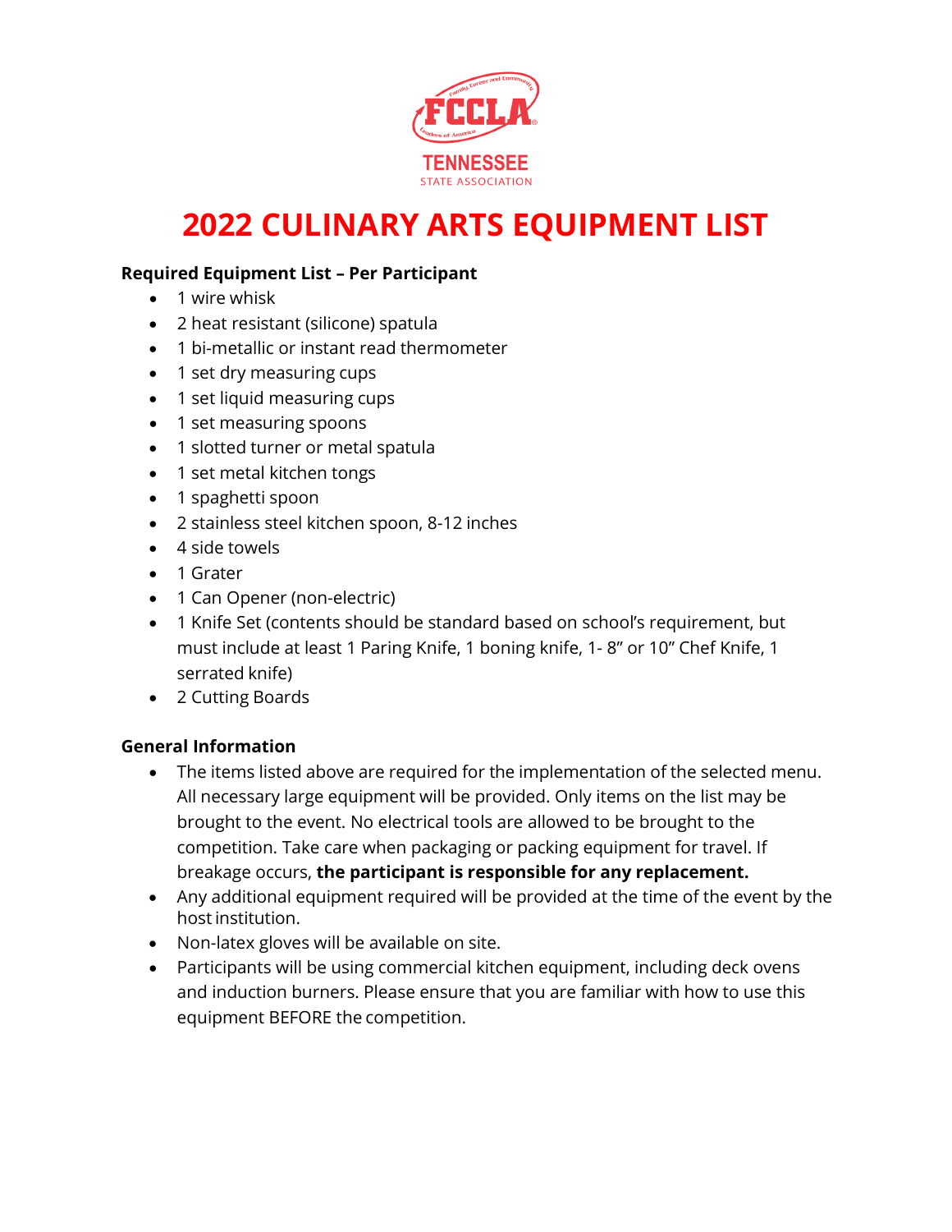TENNESSEE
STATE ASSOCIATION

# 2022 CULINARY ARTS EQUIPMENT LIST

**Required Equipment List – Per Participant**

- 1 wire whisk
- 2 heat resistant (silicone) spatula
- 1 bi-metallic or instant read thermometer
- 1 set dry measuring cups
- 1 set liquid measuring cups
- 1 set measuring spoons
- 1 slotted turner or metal spatula
- 1 set metal kitchen tongs
- 1 spaghetti spoon
- 2 stainless steel kitchen spoon, 8-12 inches
- 4 side towels
- 1 Grater
- 1 Can Opener (non-electric)
- 1 Knife Set (contents should be standard based on school's requirement, but must include at least 1 Paring Knife, 1 boning knife, 1- 8" or 10" Chef Knife, 1 serrated knife)
- 2 Cutting Boards

**General Information**

- The items listed above are required for the implementation of the selected menu. All necessary large equipment will be provided. Only items on the list may be brought to the event. No electrical tools are allowed to be brought to the competition. Take care when packaging or packing equipment for travel. If breakage occurs, **the participant is responsible for any replacement.**
- Any additional equipment required will be provided at the time of the event by the host institution.
- Non-latex gloves will be available on site.
- Participants will be using commercial kitchen equipment, including deck ovens and induction burners. Please ensure that you are familiar with how to use this equipment BEFORE the competition.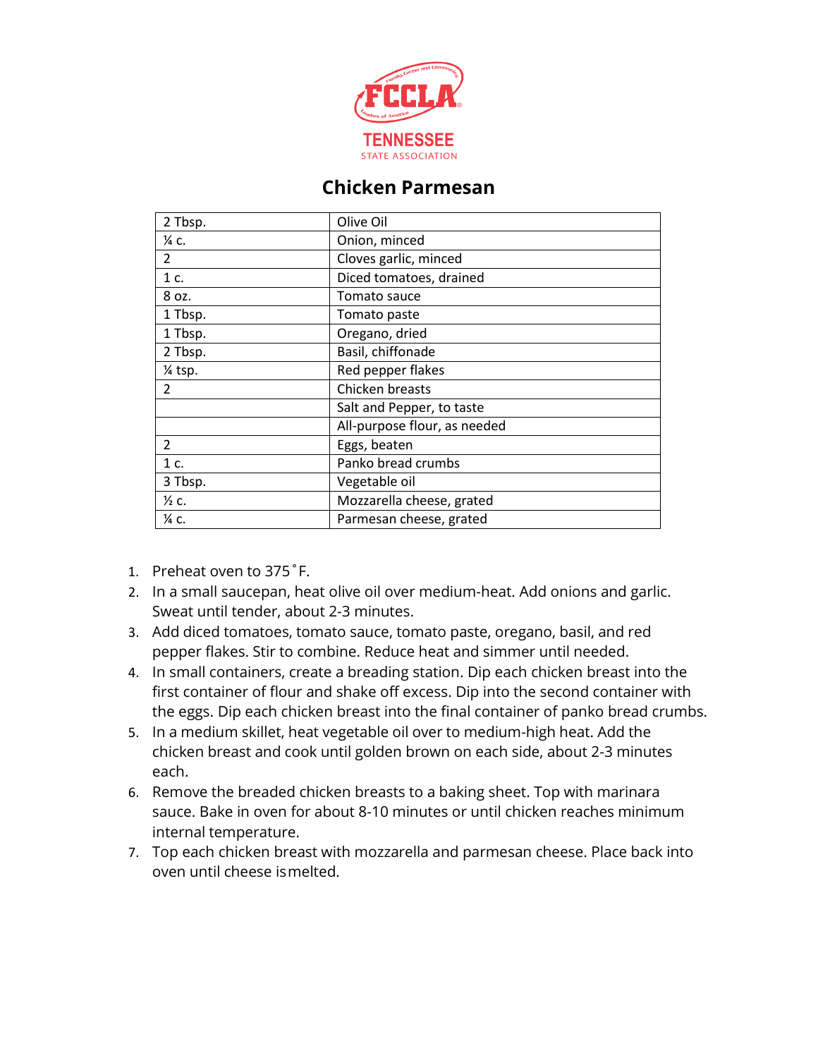FCCLA
TENNESSEE
STATE ASSOCIATION

# Chicken Parmesan

| | |
|---|---|
| 2 Tbsp. | Olive Oil |
| ¼ c. | Onion, minced |
| 2 | Cloves garlic, minced |
| 1 c. | Diced tomatoes, drained |
| 8 oz. | Tomato sauce |
| 1 Tbsp. | Tomato paste |
| 1 Tbsp. | Oregano, dried |
| 2 Tbsp. | Basil, chiffonade |
| ¼ tsp. | Red pepper flakes |
| 2 | Chicken breasts |
| | Salt and Pepper, to taste |
| | All-purpose flour, as needed |
| 2 | Eggs, beaten |
| 1 c. | Panko bread crumbs |
| 3 Tbsp. | Vegetable oil |
| ½ c. | Mozzarella cheese, grated |
| ¼ c. | Parmesan cheese, grated |

1. Preheat oven to 375˚F.
2. In a small saucepan, heat olive oil over medium-heat. Add onions and garlic. Sweat until tender, about 2-3 minutes.
3. Add diced tomatoes, tomato sauce, tomato paste, oregano, basil, and red pepper flakes. Stir to combine. Reduce heat and simmer until needed.
4. In small containers, create a breading station. Dip each chicken breast into the first container of flour and shake off excess. Dip into the second container with the eggs. Dip each chicken breast into the final container of panko bread crumbs.
5. In a medium skillet, heat vegetable oil over to medium-high heat. Add the chicken breast and cook until golden brown on each side, about 2-3 minutes each.
6. Remove the breaded chicken breasts to a baking sheet. Top with marinara sauce. Bake in oven for about 8-10 minutes or until chicken reaches minimum internal temperature.
7. Top each chicken breast with mozzarella and parmesan cheese. Place back into oven until cheese is melted.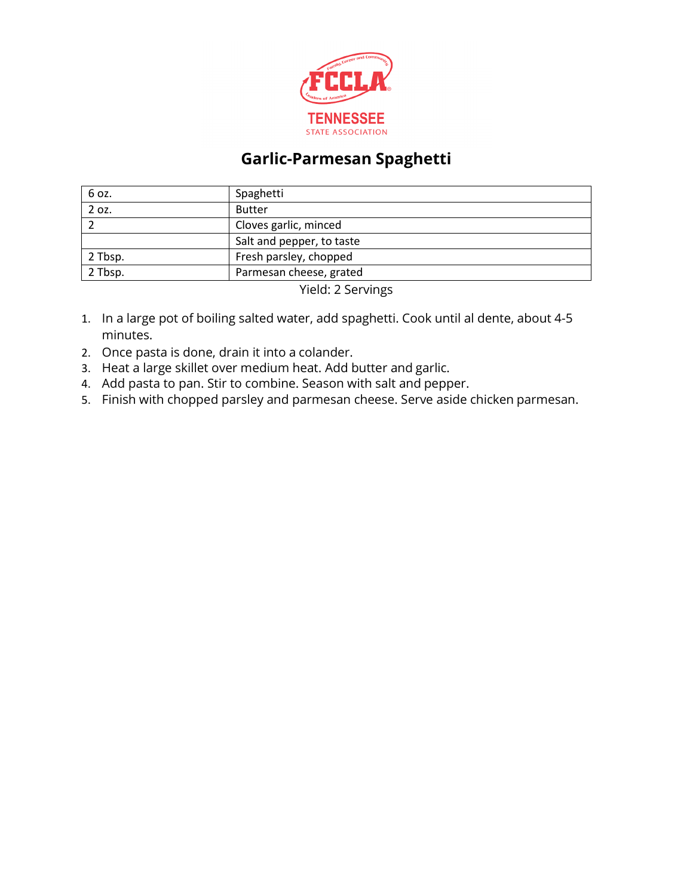# Garlic-Parmesan Spaghetti

| | |
|---|---|
| 6 oz. | Spaghetti |
| 2 oz. | Butter |
| 2 | Cloves garlic, minced |
| | Salt and pepper, to taste |
| 2 Tbsp. | Fresh parsley, chopped |
| 2 Tbsp. | Parmesan cheese, grated |

Yield: 2 Servings

1. In a large pot of boiling salted water, add spaghetti. Cook until al dente, about 4-5 minutes.
2. Once pasta is done, drain it into a colander.
3. Heat a large skillet over medium heat. Add butter and garlic.
4. Add pasta to pan. Stir to combine. Season with salt and pepper.
5. Finish with chopped parsley and parmesan cheese. Serve aside chicken parmesan.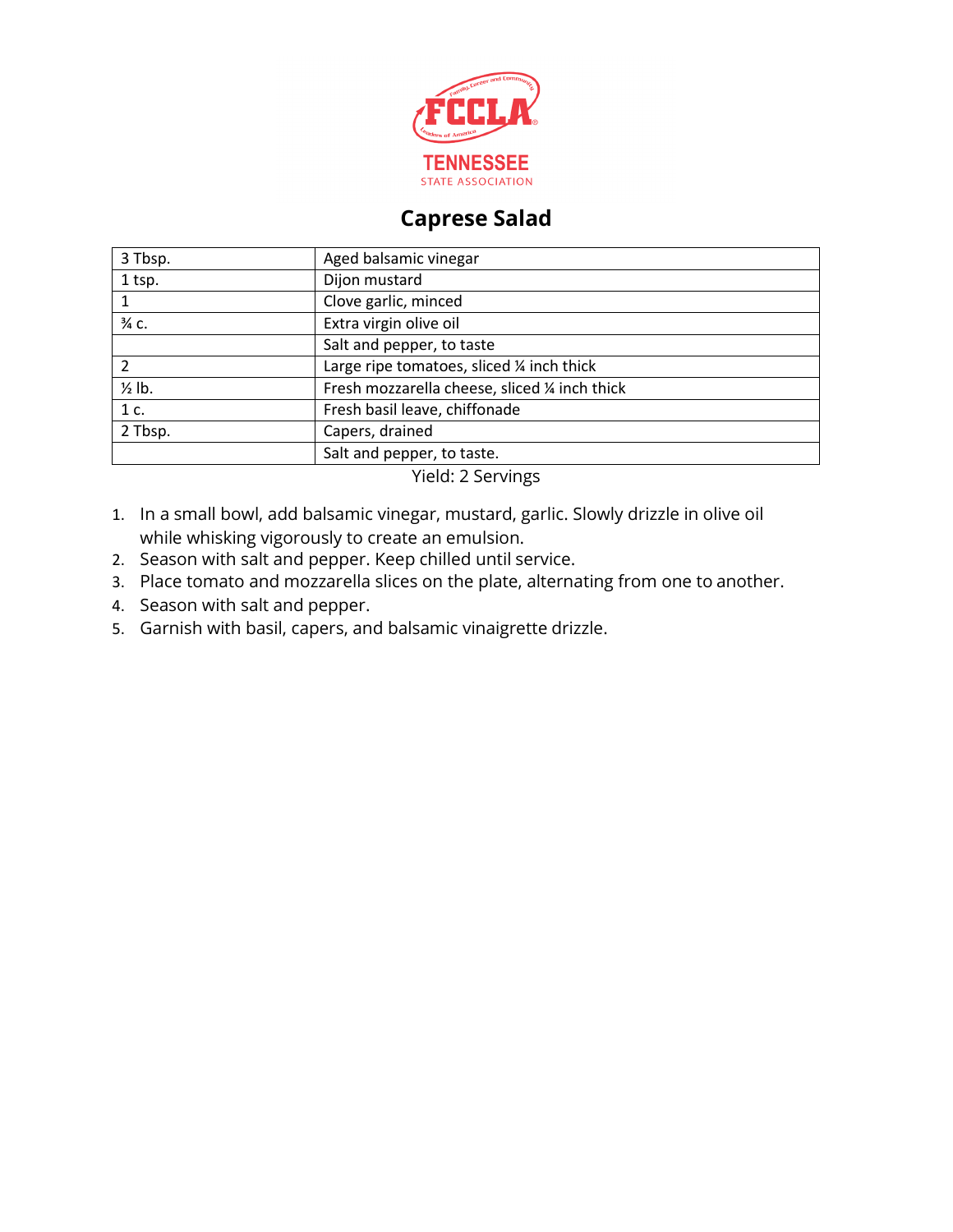FCCLA
Family, Career and Community Leaders of America
TENNESSEE
STATE ASSOCIATION

# Caprese Salad

| | |
|---|---|
| 3 Tbsp. | Aged balsamic vinegar |
| 1 tsp. | Dijon mustard |
| 1 | Clove garlic, minced |
| ¾ c. | Extra virgin olive oil |
| | Salt and pepper, to taste |
| 2 | Large ripe tomatoes, sliced ¼ inch thick |
| ½ lb. | Fresh mozzarella cheese, sliced ¼ inch thick |
| 1 c. | Fresh basil leave, chiffonade |
| 2 Tbsp. | Capers, drained |
| | Salt and pepper, to taste. |

Yield: 2 Servings

1. In a small bowl, add balsamic vinegar, mustard, garlic. Slowly drizzle in olive oil while whisking vigorously to create an emulsion.
2. Season with salt and pepper. Keep chilled until service.
3. Place tomato and mozzarella slices on the plate, alternating from one to another.
4. Season with salt and pepper.
5. Garnish with basil, capers, and balsamic vinaigrette drizzle.